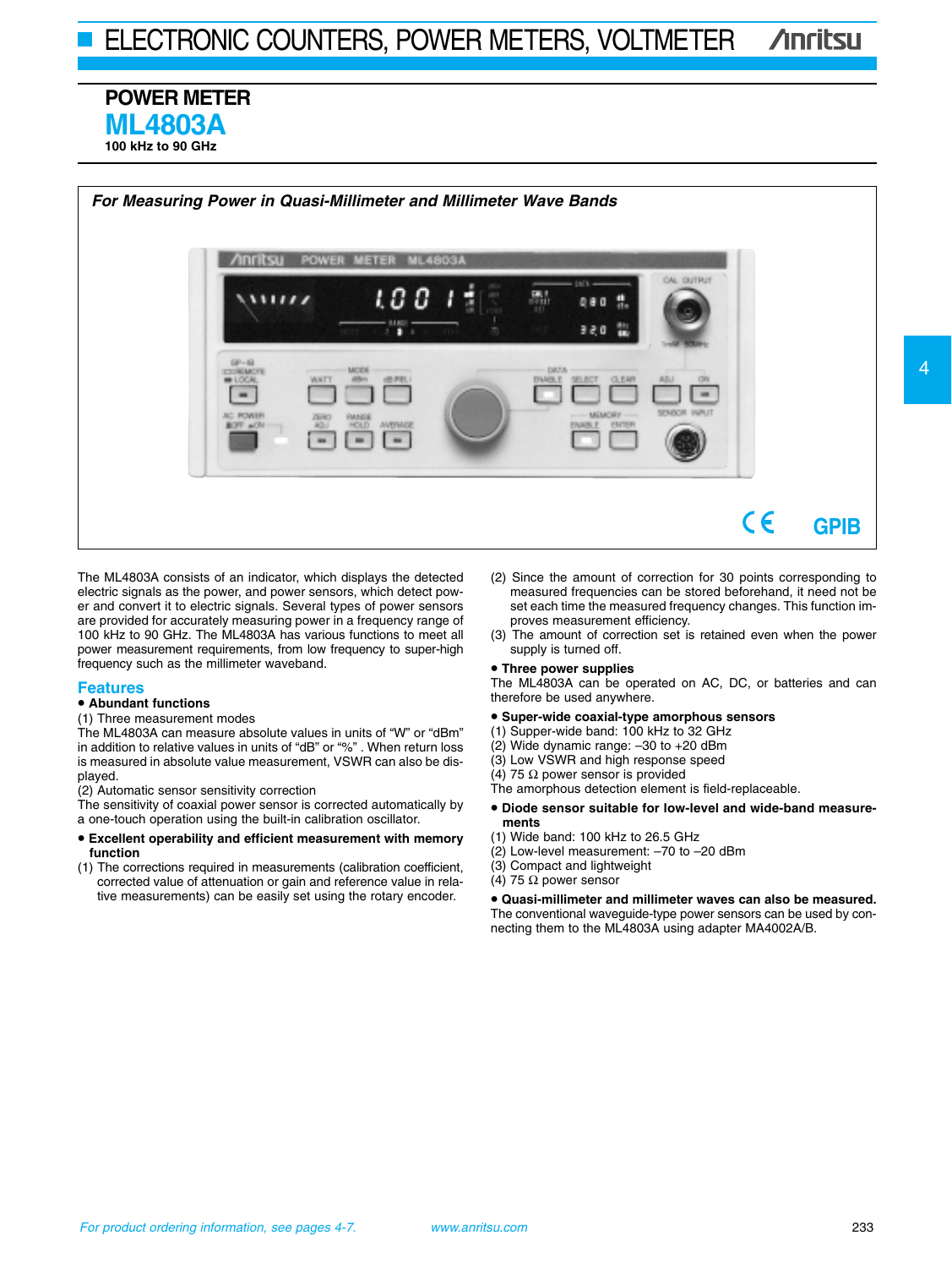## POWER METER

# ML4803A

**100 kHz to 90 GHz**

***For Measuring Power in Quasi-Millimeter and Millimeter Wave Bands***

CE GPIB

The ML4803A consists of an indicator, which displays the detected electric signals as the power, and power sensors, which detect power and convert it to electric signals. Several types of power sensors are provided for accurately measuring power in a frequency range of 100 kHz to 90 GHz. The ML4803A has various functions to meet all power measurement requirements, from low frequency to super-high frequency such as the millimeter waveband.

## Features

- **Abundant functions**

(1) Three measurement modes
The ML4803A can measure absolute values in units of "W" or "dBm" in addition to relative values in units of "dB" or "%" . When return loss is measured in absolute value measurement, VSWR can also be displayed.
(2) Automatic sensor sensitivity correction
The sensitivity of coaxial power sensor is corrected automatically by a one-touch operation using the built-in calibration oscillator.

- **Excellent operability and efficient measurement with memory function**

(1) The corrections required in measurements (calibration coefficient, corrected value of attenuation or gain and reference value in relative measurements) can be easily set using the rotary encoder.
(2) Since the amount of correction for 30 points corresponding to measured frequencies can be stored beforehand, it need not be set each time the measured frequency changes. This function improves measurement efficiency.
(3) The amount of correction set is retained even when the power supply is turned off.

- **Three power supplies**

The ML4803A can be operated on AC, DC, or batteries and can therefore be used anywhere.

- **Super-wide coaxial-type amorphous sensors**

(1) Supper-wide band: 100 kHz to 32 GHz
(2) Wide dynamic range: –30 to +20 dBm
(3) Low VSWR and high response speed
(4) 75 Ω power sensor is provided
The amorphous detection element is field-replaceable.

- **Diode sensor suitable for low-level and wide-band measurements**

(1) Wide band: 100 kHz to 26.5 GHz
(2) Low-level measurement: –70 to –20 dBm
(3) Compact and lightweight
(4) 75 Ω power sensor

- **Quasi-millimeter and millimeter waves can also be measured.**

The conventional waveguide-type power sensors can be used by connecting them to the ML4803A using adapter MA4002A/B.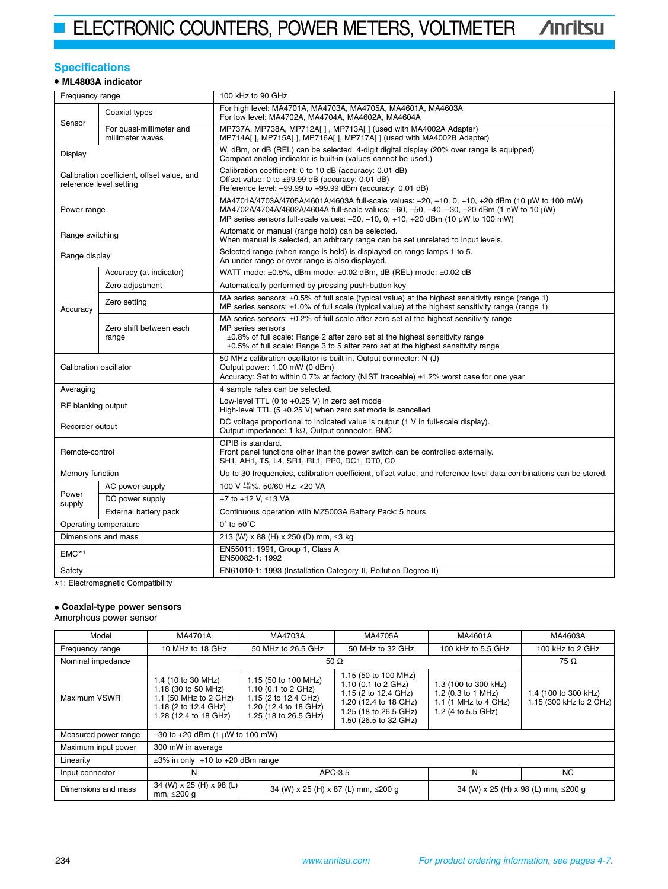## Specifications

**• ML4803A indicator**

| | | |
|---|---|---|
| Frequency range | | 100 kHz to 90 GHz |
| Sensor | Coaxial types | For high level: MA4701A, MA4703A, MA4705A, MA4601A, MA4603A<br>For low level: MA4702A, MA4704A, MA4602A, MA4604A |
| | For quasi-millimeter and millimeter waves | MP737A, MP738A, MP712A[ ], MP713A[ ] (used with MA4002A Adapter)<br>MP714A[ ], MP715A[ ], MP716A[ ], MP717A[ ] (used with MA4002B Adapter) |
| Display | | W, dBm, or dB (REL) can be selected. 4-digit digital display (20% over range is equipped)<br>Compact analog indicator is built-in (values cannot be used.) |
| Calibration coefficient, offset value, and reference level setting | | Calibration coefficient: 0 to 10 dB (accuracy: 0.01 dB)<br>Offset value: 0 to ±99.99 dB (accuracy: 0.01 dB)<br>Reference level: –99.99 to +99.99 dBm (accuracy: 0.01 dB) |
| Power range | | MA4701A/4703A/4705A/4601A/4603A full-scale values: –20, –10, 0, +10, +20 dBm (10 μW to 100 mW)<br>MA4702A/4704A/4602A/4604A full-scale values: –60, –50, –40, –30, –20 dBm (1 nW to 10 μW)<br>MP series sensors full-scale values: –20, –10, 0, +10, +20 dBm (10 μW to 100 mW) |
| Range switching | | Automatic or manual (range hold) can be selected.<br>When manual is selected, an arbitrary range can be set unrelated to input levels. |
| Range display | | Selected range (when range is held) is displayed on range lamps 1 to 5.<br>An under range or over range is also displayed. |
| Accuracy | Accuracy (at indicator) | WATT mode: ±0.5%, dBm mode: ±0.02 dBm, dB (REL) mode: ±0.02 dB |
| | Zero adjustment | Automatically performed by pressing push-button key |
| | Zero setting | MA series sensors: ±0.5% of full scale (typical value) at the highest sensitivity range (range 1)<br>MP series sensors: ±1.0% of full scale (typical value) at the highest sensitivity range (range 1) |
| | Zero shift between each range | MA series sensors: ±0.2% of full scale after zero set at the highest sensitivity range<br>MP series sensors<br>±0.8% of full scale: Range 2 after zero set at the highest sensitivity range<br>±0.5% of full scale: Range 3 to 5 after zero set at the highest sensitivity range |
| Calibration oscillator | | 50 MHz calibration oscillator is built in. Output connector: N (J)<br>Output power: 1.00 mW (0 dBm)<br>Accuracy: Set to within 0.7% at factory (NIST traceable) ±1.2% worst case for one year |
| Averaging | | 4 sample rates can be selected. |
| RF blanking output | | Low-level TTL (0 to +0.25 V) in zero set mode<br>High-level TTL (5 ±0.25 V) when zero set mode is cancelled |
| Recorder output | | DC voltage proportional to indicated value is output (1 V in full-scale display).<br>Output impedance: 1 kΩ, Output connector: BNC |
| Remote-control | | GPIB is standard.<br>Front panel functions other than the power switch can be controlled externally.<br>SH1, AH1, T5, L4, SR1, RL1, PP0, DC1, DT0, C0 |
| Memory function | | Up to 30 frequencies, calibration coefficient, offset value, and reference level data combinations can be stored. |
| Power supply | AC power supply | 100 V $^{+10}_{-15}$%, 50/60 Hz, <20 VA |
| | DC power supply | +7 to +12 V, ≤13 VA |
| | External battery pack | Continuous operation with MZ5003A Battery Pack: 5 hours |
| Operating temperature | | 0˚ to 50˚C |
| Dimensions and mass | | 213 (W) x 88 (H) x 250 (D) mm, ≤3 kg |
| EMC*1 | | EN55011: 1991, Group 1, Class A<br>EN50082-1: 1992 |
| Safety | | EN61010-1: 1993 (Installation Category II, Pollution Degree II) |

*1: Electromagnetic Compatibility

**• Coaxial-type power sensors**

Amorphous power sensor

| Model | MA4701A | MA4703A | MA4705A | MA4601A | MA4603A |
|---|---|---|---|---|---|
| Frequency range | 10 MHz to 18 GHz | 50 MHz to 26.5 GHz | 50 MHz to 32 GHz | 100 kHz to 5.5 GHz | 100 kHz to 2 GHz |
| Nominal impedance | 50 Ω | | | | 75 Ω |
| Maximum VSWR | 1.4 (10 to 30 MHz)<br>1.18 (30 to 50 MHz)<br>1.1 (50 MHz to 2 GHz)<br>1.18 (2 to 12.4 GHz)<br>1.28 (12.4 to 18 GHz) | 1.15 (50 to 100 MHz)<br>1.10 (0.1 to 2 GHz)<br>1.15 (2 to 12.4 GHz)<br>1.20 (12.4 to 18 GHz)<br>1.25 (18 to 26.5 GHz) | 1.15 (50 to 100 MHz)<br>1.10 (0.1 to 2 GHz)<br>1.15 (2 to 12.4 GHz)<br>1.20 (12.4 to 18 GHz)<br>1.25 (18 to 26.5 GHz)<br>1.50 (26.5 to 32 GHz) | 1.3 (100 to 300 kHz)<br>1.2 (0.3 to 1 MHz)<br>1.1 (1 MHz to 4 GHz)<br>1.2 (4 to 5.5 GHz) | 1.4 (100 to 300 kHz)<br>1.15 (300 kHz to 2 GHz) |
| Measured power range | –30 to +20 dBm (1 μW to 100 mW) | | | | |
| Maximum input power | 300 mW in average | | | | |
| Linearity | ±3% in only +10 to +20 dBm range | | | | |
| Input connector | N | APC-3.5 | | N | NC |
| Dimensions and mass | 34 (W) x 25 (H) x 98 (L) mm, ≤200 g | 34 (W) x 25 (H) x 87 (L) mm, ≤200 g | | 34 (W) x 25 (H) x 98 (L) mm, ≤200 g | |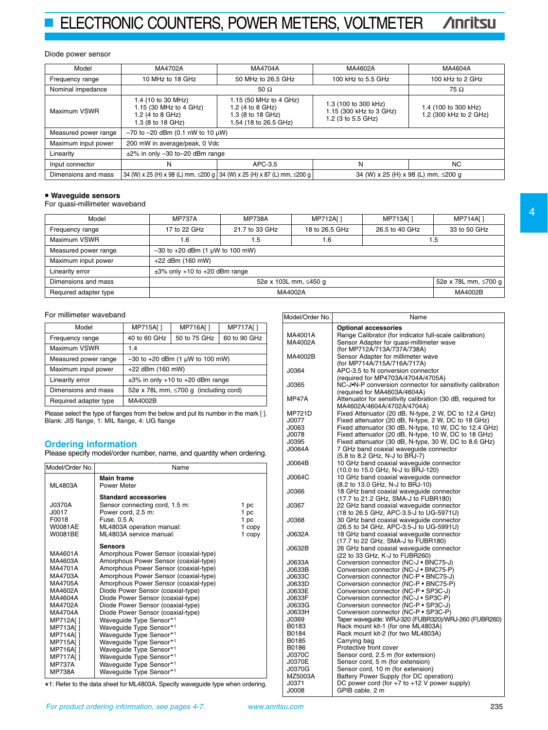Diode power sensor

| Model | MA4702A | MA4704A | MA4602A | MA4604A |
|---|---|---|---|---|
| Frequency range | 10 MHz to 18 GHz | 50 MHz to 26.5 GHz | 100 kHz to 5.5 GHz | 100 kHz to 2 GHz |
| Nominal impedance | 50 Ω | | | 75 Ω |
| Maximum VSWR | 1.4 (10 to 30 MHz)<br>1.15 (30 MHz to 4 GHz)<br>1.2 (4 to 8 GHz)<br>1.3 (8 to 18 GHz) | 1.15 (50 MHz to 4 GHz)<br>1.2 (4 to 8 GHz)<br>1.3 (8 to 18 GHz)<br>1.54 (18 to 26.5 GHz) | 1.3 (100 to 300 kHz)<br>1.15 (300 kHz to 3 GHz)<br>1.2 (3 to 5.5 GHz) | 1.4 (100 to 300 kHz)<br>1.2 (300 kHz to 2 GHz) |
| Measured power range | –70 to –20 dBm (0.1 nW to 10 µW) | | | |
| Maximum input power | 200 mW in average/peak, 0 Vdc | | | |
| Linearity | ±2% in only –30 to–20 dBm range | | | |
| Input connector | N | APC-3.5 | N | NC |
| Dimensions and mass | 34 (W) x 25 (H) x 98 (L) mm, ≤200 g | 34 (W) x 25 (H) x 87 (L) mm, ≤200 g | 34 (W) x 25 (H) x 98 (L) mm, ≤200 g | |

- **Waveguide sensors**

For quasi-millimeter waveband

| Model | MP737A | MP738A | MP712A[ ] | MP713A[ ] | MP714A[ ] |
|---|---|---|---|---|---|
| Frequency range | 17 to 22 GHz | 21.7 to 33 GHz | 18 to 26.5 GHz | 26.5 to 40 GHz | 33 to 50 GHz |
| Maximum VSWR | 1.6 | 1.5 | 1.6 | 1.5 | |
| Measured power range | –30 to +20 dBm (1 µW to 100 mW) | | | | |
| Maximum input power | +22 dBm (160 mW) | | | | |
| Linearity error | ±3% only +10 to +20 dBm range | | | | |
| Dimensions and mass | 52ø x 103L mm, ≤450 g | | | | 52ø x 78L mm, ≤700 g |
| Required adapter type | MA4002A | | | | MA4002B |

For millimeter waveband

| Model | MP715A[ ] | MP716A[ ] | MP717A[ ] |
|---|---|---|---|
| Frequency range | 40 to 60 GHz | 50 to 75 GHz | 60 to 90 GHz |
| Maximum VSWR | 1.4 | | |
| Measured power range | –30 to +20 dBm (1 µW to 100 mW) | | |
| Maximum input power | +22 dBm (160 mW) | | |
| Linearity error | ±3% in only +10 to +20 dBm range | | |
| Dimensions and mass | 52ø x 78L mm, ≤700 g (including cord) | | |
| Required adapter type | MA4002B | | |

Please select the type of flanges from the below and put its number in the mark [ ].
Blank: JIS flange, 1: MIL flange, 4: UG flange

## Ordering information

Please specify model/order number, name, and quantity when ordering.

| Model/Order No. | Name | |
|---|---|---|
| | **Main frame** | |
| ML4803A | Power Meter | |
| | **Standard accessories** | |
| J0370A | Sensor connecting cord, 1.5 m: | 1 pc |
| J0017 | Power cord, 2.5 m: | 1 pc |
| F0018 | Fuse, 0.5 A: | 1 pc |
| W0081AE | ML4803A operation manual: | 1 copy |
| W0081BE | ML4803A service manual: | 1 copy |
| | **Sensors** | |
| MA4601A | Amorphous Power Sensor (coaxial-type) | |
| MA4603A | Amorphous Power Sensor (coaxial-type) | |
| MA4701A | Amorphous Power Sensor (coaxial-type) | |
| MA4703A | Amorphous Power Sensor (coaxial-type) | |
| MA4705A | Amorphous Power Sensor (coaxial-type) | |
| MA4602A | Diode Power Sensor (coaxial-type) | |
| MA4604A | Diode Power Sensor (coaxial-type) | |
| MA4702A | Diode Power Sensor (coaxial-type) | |
| MA4704A | Diode Power Sensor (coaxial-type) | |
| MP712A[ ] | Waveguide Type Sensor*1 | |
| MP713A[ ] | Waveguide Type Sensor*1 | |
| MP714A[ ] | Waveguide Type Sensor*1 | |
| MP715A[ ] | Waveguide Type Sensor*1 | |
| MP716A[ ] | Waveguide Type Sensor*1 | |
| MP717A[ ] | Waveguide Type Sensor*1 | |
| MP737A | Waveguide Type Sensor*1 | |
| MP738A | Waveguide Type Sensor*1 | |

*1: Refer to the data sheet for ML4803A. Specify waveguide type when ordering.

| Model/Order No. | Name |
|---|---|
| | **Optional accessories** |
| MA4001A | Range Calibrator (for indicator full-scale calibration) |
| MA4002A | Sensor Adapter for quasi-millimeter wave (for MP712A/713A/737A/738A) |
| MA4002B | Sensor Adapter for millimeter wave (for MP714A/715A/716A/717A) |
| J0364 | APC-3.5 to N conversion connector (required for MP4703A/4704A/4705A) |
| J0365 | NC-J•N-P conversion connector for sensitivity calibration (required for MA4603A/4604A) |
| MP47A | Attenuator for sensitivity calibration (30 dB, required for MA4602A/4604A/4702A/4704A) |
| MP721D | Fixed Attenuator (20 dB, N-type, 2 W, DC to 12.4 GHz) |
| J0077 | Fixed attenuator (20 dB, N-type, 2 W, DC to 18 GHz) |
| J0063 | Fixed attenuator (30 dB, N-type, 10 W, DC to 12.4 GHz) |
| J0078 | Fixed attenuator (20 dB, N-type, 10 W, DC to 18 GHz) |
| J0395 | Fixed attenuator (30 dB, N-type, 30 W, DC to 8.6 GHz) |
| J0064A | 7 GHz band coaxial waveguide connector (5.8 to 8.2 GHz, N-J to BRJ-7) |
| J0064B | 10 GHz band coaxial waveguide connector (10.0 to 15.0 GHz, N-J to BRJ-120) |
| J0064C | 10 GHz band coaxial waveguide connector (8.2 to 13.0 GHz, N-J to BRJ-10) |
| J0366 | 18 GHz band coaxial waveguide connector (17.7 to 21.2 GHz, SMA-J to FUBR180) |
| J0367 | 22 GHz band coaxial waveguide connector (18 to 26.5 GHz, APC-3.5-J to UG-5971U) |
| J0368 | 30 GHz band coaxial waveguide connector (26.5 to 34 GHz, APC-3.5-J to UG-5991U) |
| J0632A | 18 GHz band coaxial waveguide connector (17.7 to 22 GHz, SMA-J to FUBR180) |
| J0632B | 26 GHz band coaxial waveguide connector (22 to 33 GHz, K-J to FUBR260) |
| J0633A | Conversion connector (NC-J • BNC75-J) |
| J0633B | Conversion connector (NC-J • BNC75-P) |
| J0633C | Conversion connector (NC-P • BNC75-J) |
| J0633D | Conversion connector (NC-P • BNC75-P) |
| J0633E | Conversion connector (NC-P • SP3C-J) |
| J0633F | Conversion connector (NC-J • SP3C-P) |
| J0633G | Conversion connector (NC-P • SP3C-J) |
| J0633H | Conversion connector (NC-P • SP3C-P) |
| J0369 | Taper waveguide: WRJ-320 (FUBR320)/WRJ-260 (FUBR260) |
| B0183 | Rack mount kit-1 (for one ML4803A) |
| B0184 | Rack mount kit-2 (for two ML4803A) |
| B0185 | Carrying bag |
| B0186 | Protective front cover |
| J0370C | Sensor cord, 2.5 m (for extension) |
| J0370E | Sensor cord, 5 m (for extension) |
| J0370G | Sensor cord, 10 m (for extension) |
| MZ5003A | Battery Power Supply (for DC operation) |
| J0371 | DC power cord (for +7 to +12 V power supply) |
| J0008 | GPIB cable, 2 m |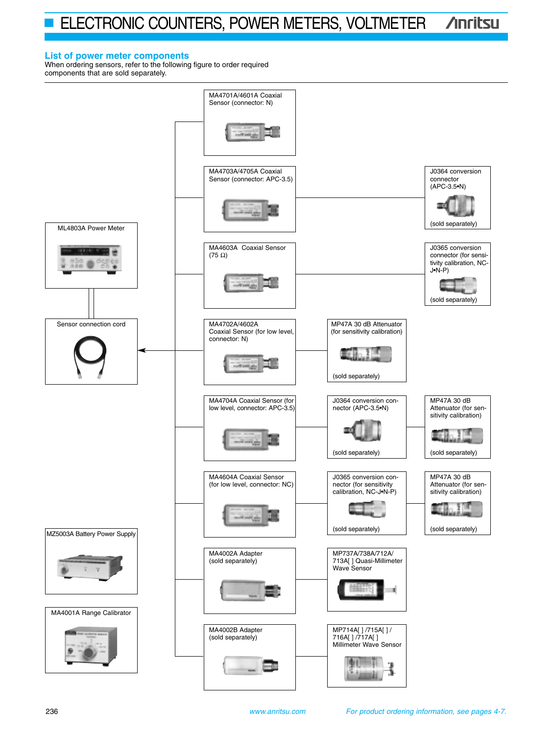## List of power meter components

When ordering sensors, refer to the following figure to order required components that are sold separately.

ML4803A Power Meter

Sensor connection cord

MZ5003A Battery Power Supply

MA4001A Range Calibrator

MA4701A/4601A Coaxial Sensor (connector: N)

MA4703A/4705A Coaxial Sensor (connector: APC-3.5)

J0364 conversion connector (APC-3.5•N)
(sold separately)

MA4603A Coaxial Sensor (75 Ω)

J0365 conversion connector (for sensitivity calibration, NC-J•N-P)
(sold separately)

MA4702A/4602A Coaxial Sensor (for low level, connector: N)

MP47A 30 dB Attenuator (for sensitivity calibration)
(sold separately)

MA4704A Coaxial Sensor (for low level, connector: APC-3.5)

J0364 conversion connector (APC-3.5•N)
(sold separately)

MP47A 30 dB Attenuator (for sensitivity calibration)
(sold separately)

MA4604A Coaxial Sensor (for low level, connector: NC)

J0365 conversion connector (for sensitivity calibration, NC-J•N-P)
(sold separately)

MP47A 30 dB Attenuator (for sensitivity calibration)
(sold separately)

MA4002A Adapter
(sold separately)

MP737A/738A/712A/713A[ ] Quasi-Millimeter Wave Sensor

MA4002B Adapter
(sold separately)

MP714A[ ] /715A[ ] / 716A[ ] /717A[ ] Millimeter Wave Sensor

www.anritsu.com

*For product ordering information, see pages 4-7.*